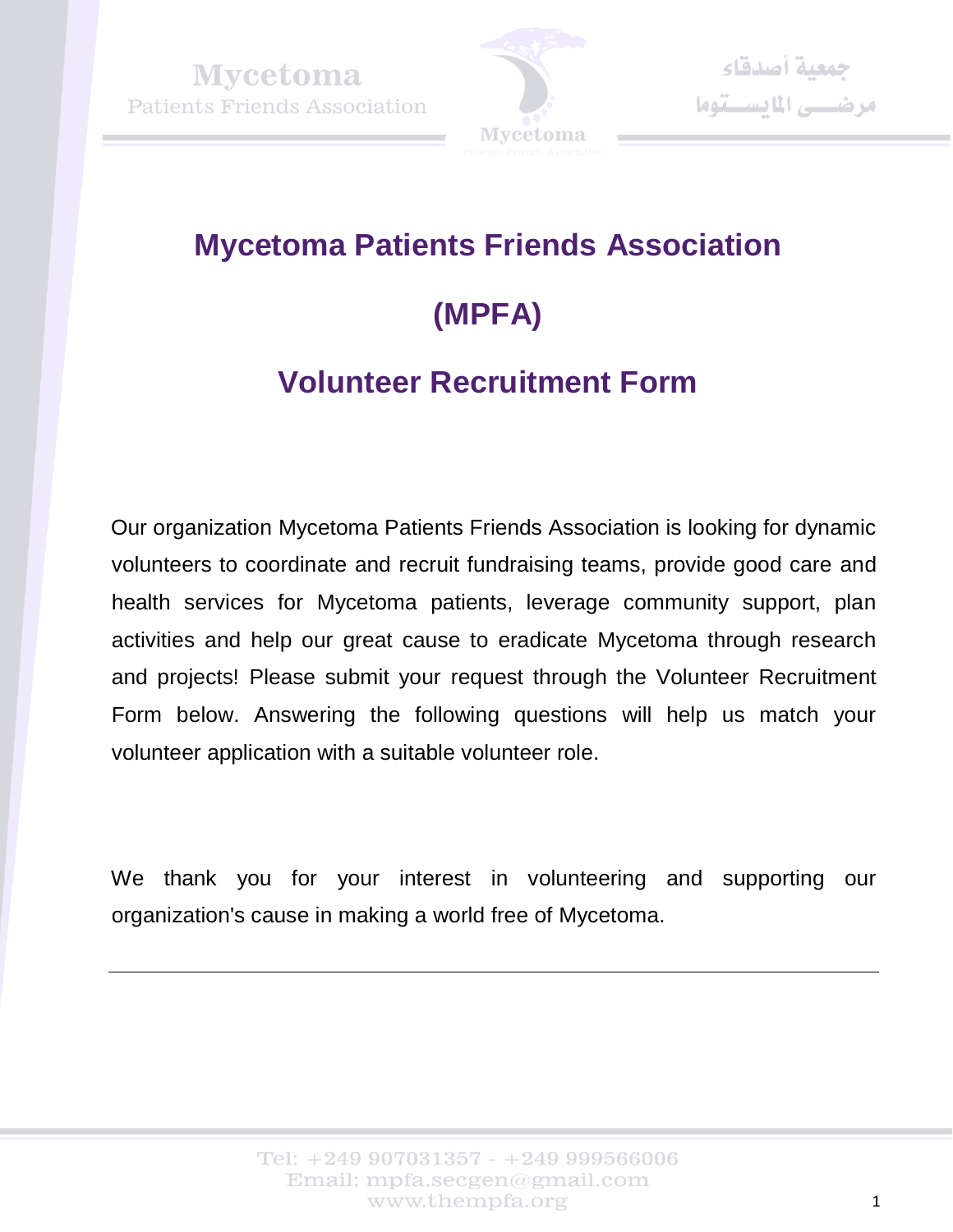# Mycetoma Patients Friends Association

# (MPFA)

## Volunteer Recruitment Form

Our organization Mycetoma Patients Friends Association is looking for dynamic volunteers to coordinate and recruit fundraising teams, provide good care and health services for Mycetoma patients, leverage community support, plan activities and help our great cause to eradicate Mycetoma through research and projects! Please submit your request through the Volunteer Recruitment Form below. Answering the following questions will help us match your volunteer application with a suitable volunteer role.

We thank you for your interest in volunteering and supporting our organization's cause in making a world free of Mycetoma.

---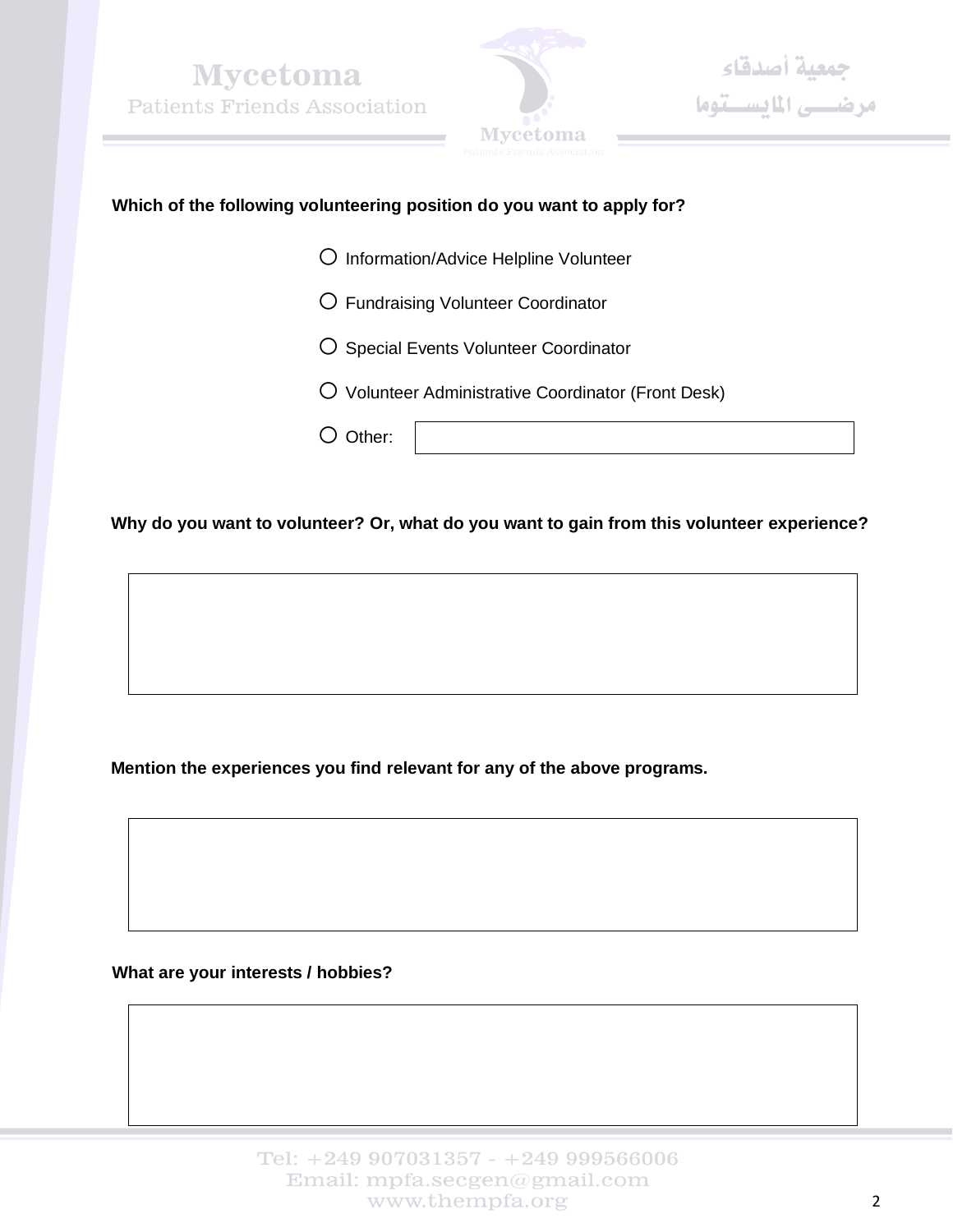**Which of the following volunteering position do you want to apply for?**

- ○ Information/Advice Helpline Volunteer
- ○ Fundraising Volunteer Coordinator
- ○ Special Events Volunteer Coordinator
- ○ Volunteer Administrative Coordinator (Front Desk)
- ○ Other: ______________________

**Why do you want to volunteer? Or, what do you want to gain from this volunteer experience?**

&nbsp;

**Mention the experiences you find relevant for any of the above programs.**

&nbsp;

**What are your interests / hobbies?**

&nbsp;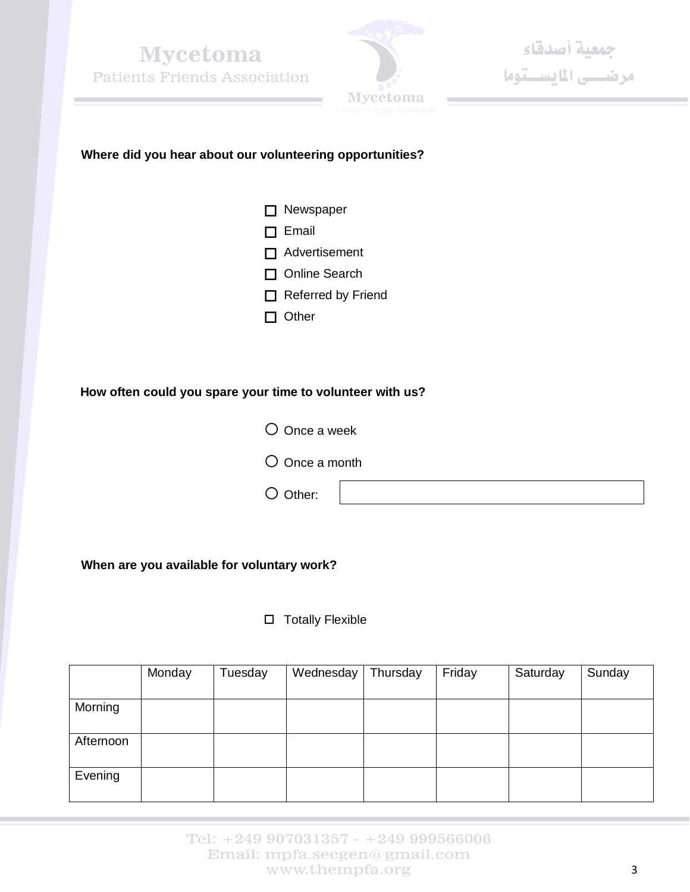**Where did you hear about our volunteering opportunities?**

- ☐ Newspaper
- ☐ Email
- ☐ Advertisement
- ☐ Online Search
- ☐ Referred by Friend
- ☐ Other

**How often could you spare your time to volunteer with us?**

- ○ Once a week
- ○ Once a month
- ○ Other: \_\_\_\_\_\_\_\_\_\_\_\_\_\_\_\_\_\_\_\_

**When are you available for voluntary work?**

- ☐ Totally Flexible

| | Monday | Tuesday | Wednesday | Thursday | Friday | Saturday | Sunday |
|---|---|---|---|---|---|---|---|
| Morning | | | | | | | |
| Afternoon | | | | | | | |
| Evening | | | | | | | |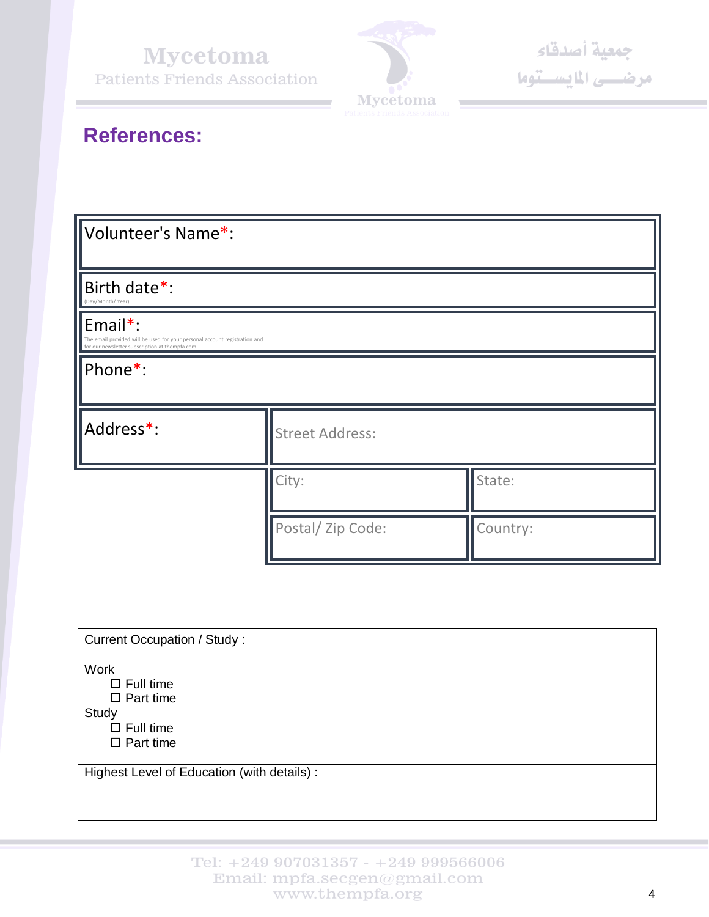## References:

| Volunteer's Name*: | | |
|---|---|---|
| Birth date*: (Day/Month/ Year) | | |
| Email*: The email provided will be used for your personal account registration and for our newsletter subscription at thempfa.com | | |
| Phone*: | | |
| Address*: | Street Address: | |
| | City: | State: |
| | Postal/ Zip Code: | Country: |

| Current Occupation / Study : |
|---|
| Work<br>☐ Full time<br>☐ Part time<br>Study<br>☐ Full time<br>☐ Part time |
| Highest Level of Education (with details) : |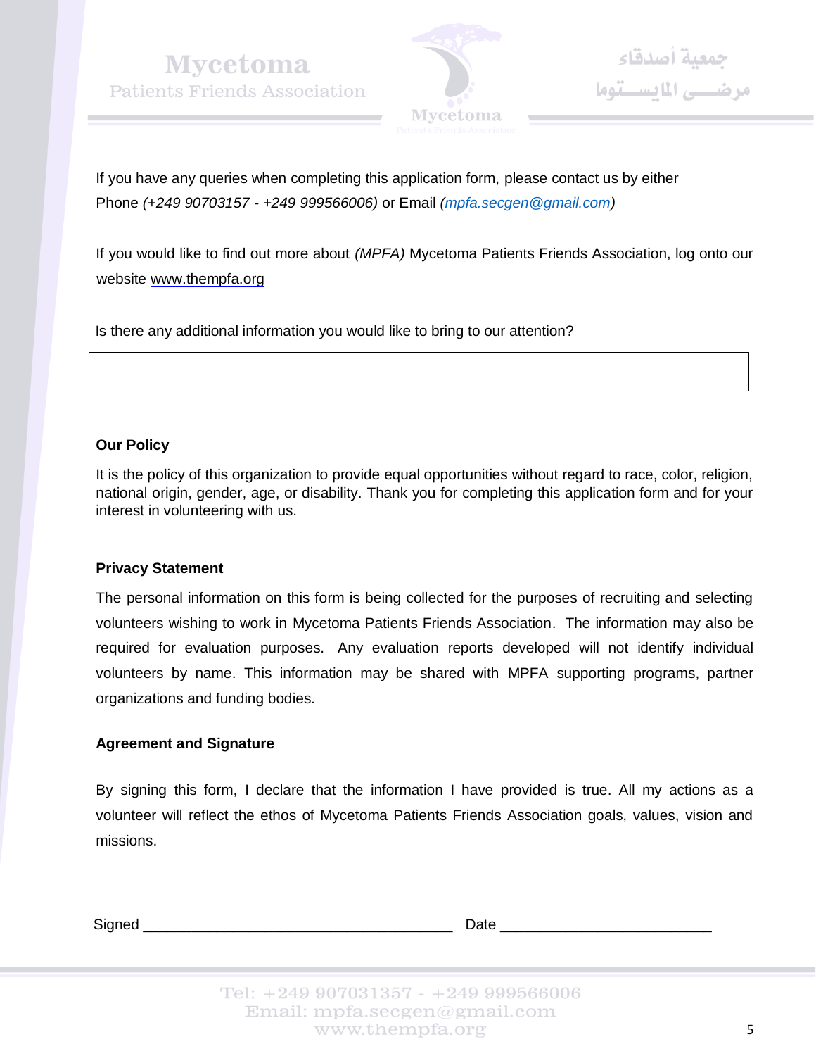If you have any queries when completing this application form, please contact us by either Phone *(+249 90703157 - +249 999566006)* or Email *(mpfa.secgen@gmail.com)*

If you would like to find out more about *(MPFA)* Mycetoma Patients Friends Association, log onto our website www.thempfa.org

Is there any additional information you would like to bring to our attention?

| |
|---|
| |

**Our Policy**

It is the policy of this organization to provide equal opportunities without regard to race, color, religion, national origin, gender, age, or disability. Thank you for completing this application form and for your interest in volunteering with us.

**Privacy Statement**

The personal information on this form is being collected for the purposes of recruiting and selecting volunteers wishing to work in Mycetoma Patients Friends Association. The information may also be required for evaluation purposes. Any evaluation reports developed will not identify individual volunteers by name. This information may be shared with MPFA supporting programs, partner organizations and funding bodies.

**Agreement and Signature**

By signing this form, I declare that the information I have provided is true. All my actions as a volunteer will reflect the ethos of Mycetoma Patients Friends Association goals, values, vision and missions.

Signed ______________________________________ Date _________________________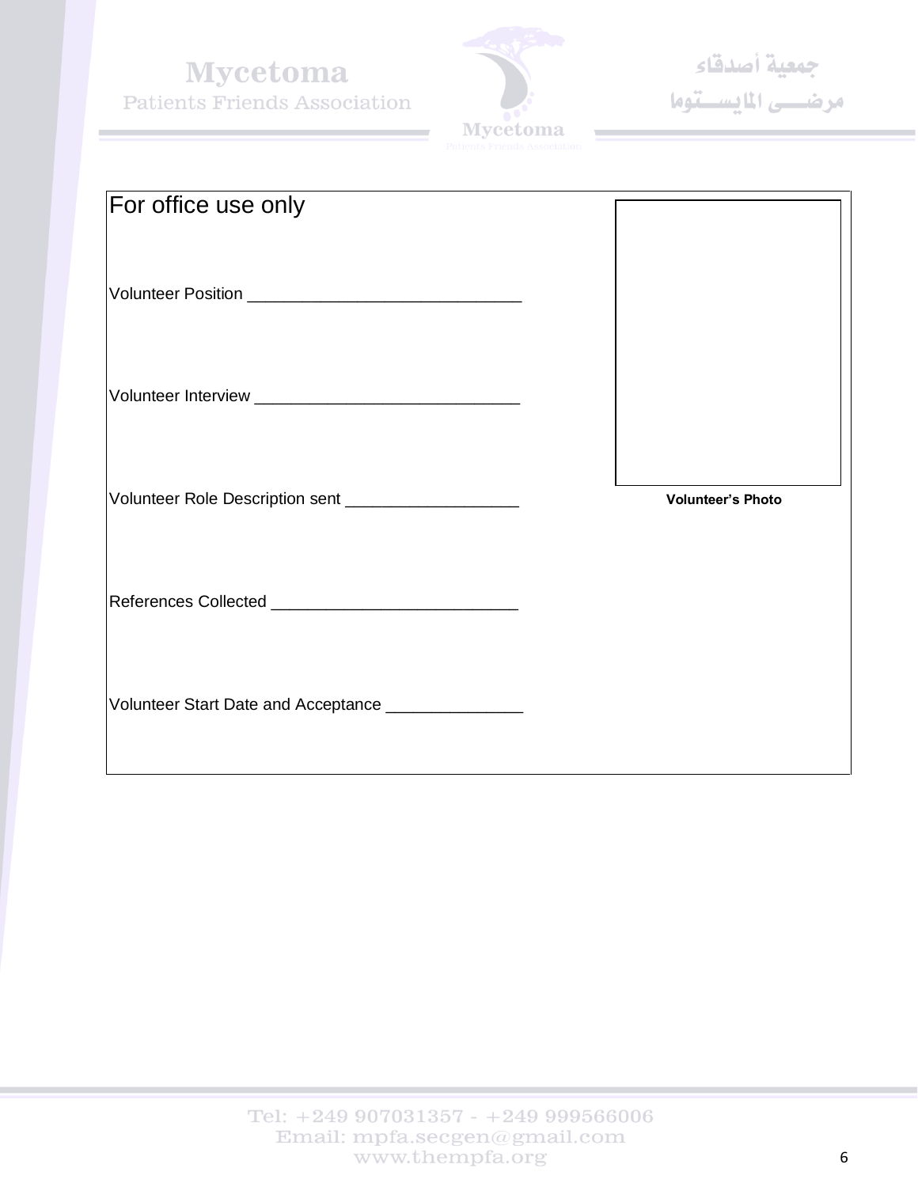## For office use only

Volunteer Position ______________________________

Volunteer Interview ____________________________

Volunteer Role Description sent ___________________

References Collected ___________________________

Volunteer Start Date and Acceptance _______________

**Volunteer's Photo**